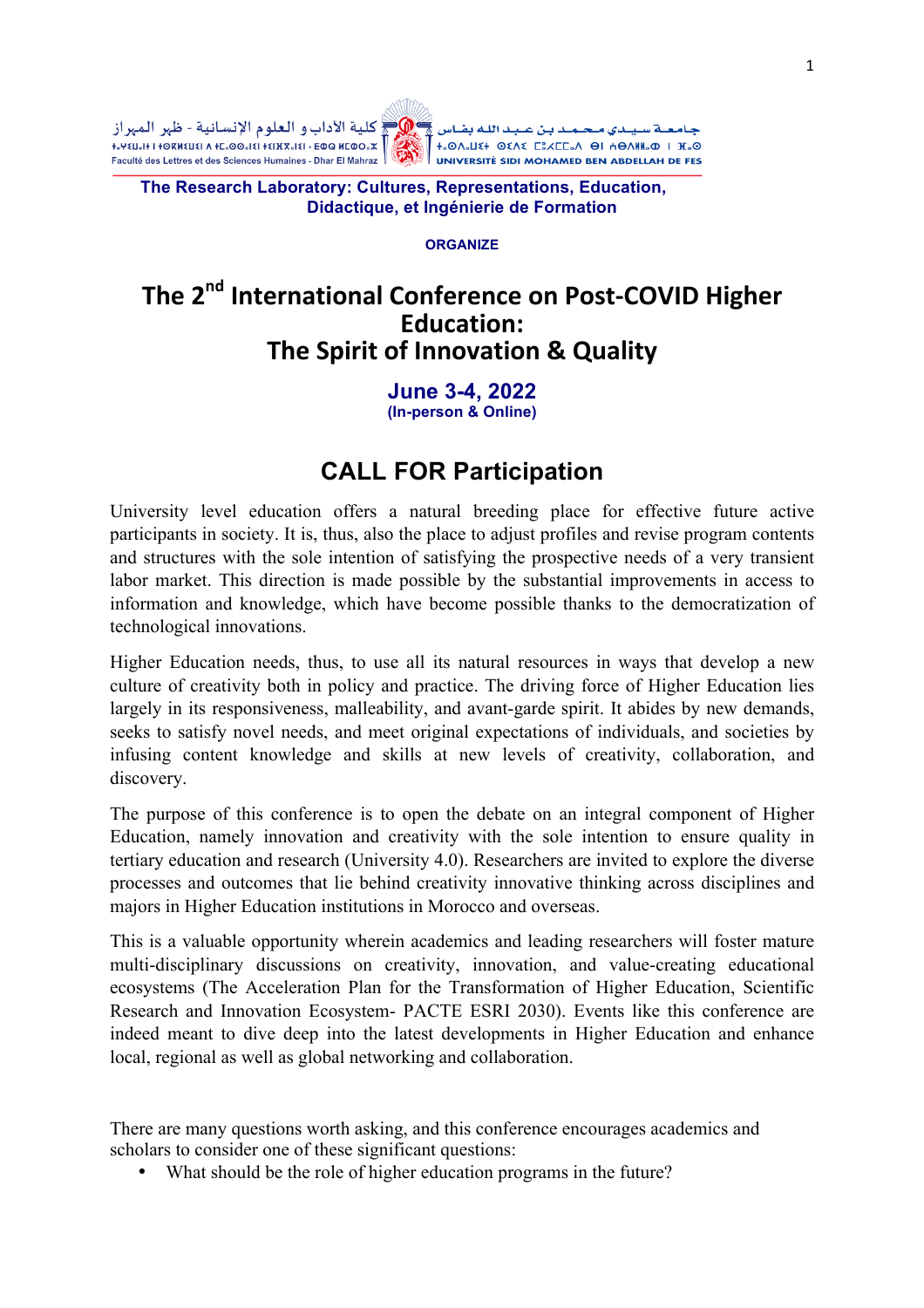كلية الآداب و العلوم الإنسانية - ظهر المهراز
Faculté des Lettres et des Sciences Humaines - Dhar El Mahraz

جامعة سيدي محمد بن عبد الله بفاس
UNIVERSITÉ SIDI MOHAMED BEN ABDELLAH DE FES

**The Research Laboratory: Cultures, Representations, Education, Didactique, et Ingénierie de Formation**

**ORGANIZE**

# The 2nd International Conference on Post-COVID Higher Education: The Spirit of Innovation & Quality

**June 3-4, 2022**
**(In-person & Online)**

## CALL FOR Participation

University level education offers a natural breeding place for effective future active participants in society. It is, thus, also the place to adjust profiles and revise program contents and structures with the sole intention of satisfying the prospective needs of a very transient labor market. This direction is made possible by the substantial improvements in access to information and knowledge, which have become possible thanks to the democratization of technological innovations.

Higher Education needs, thus, to use all its natural resources in ways that develop a new culture of creativity both in policy and practice. The driving force of Higher Education lies largely in its responsiveness, malleability, and avant-garde spirit. It abides by new demands, seeks to satisfy novel needs, and meet original expectations of individuals, and societies by infusing content knowledge and skills at new levels of creativity, collaboration, and discovery.

The purpose of this conference is to open the debate on an integral component of Higher Education, namely innovation and creativity with the sole intention to ensure quality in tertiary education and research (University 4.0). Researchers are invited to explore the diverse processes and outcomes that lie behind creativity innovative thinking across disciplines and majors in Higher Education institutions in Morocco and overseas.

This is a valuable opportunity wherein academics and leading researchers will foster mature multi-disciplinary discussions on creativity, innovation, and value-creating educational ecosystems (The Acceleration Plan for the Transformation of Higher Education, Scientific Research and Innovation Ecosystem- PACTE ESRI 2030). Events like this conference are indeed meant to dive deep into the latest developments in Higher Education and enhance local, regional as well as global networking and collaboration.

There are many questions worth asking, and this conference encourages academics and scholars to consider one of these significant questions:

- What should be the role of higher education programs in the future?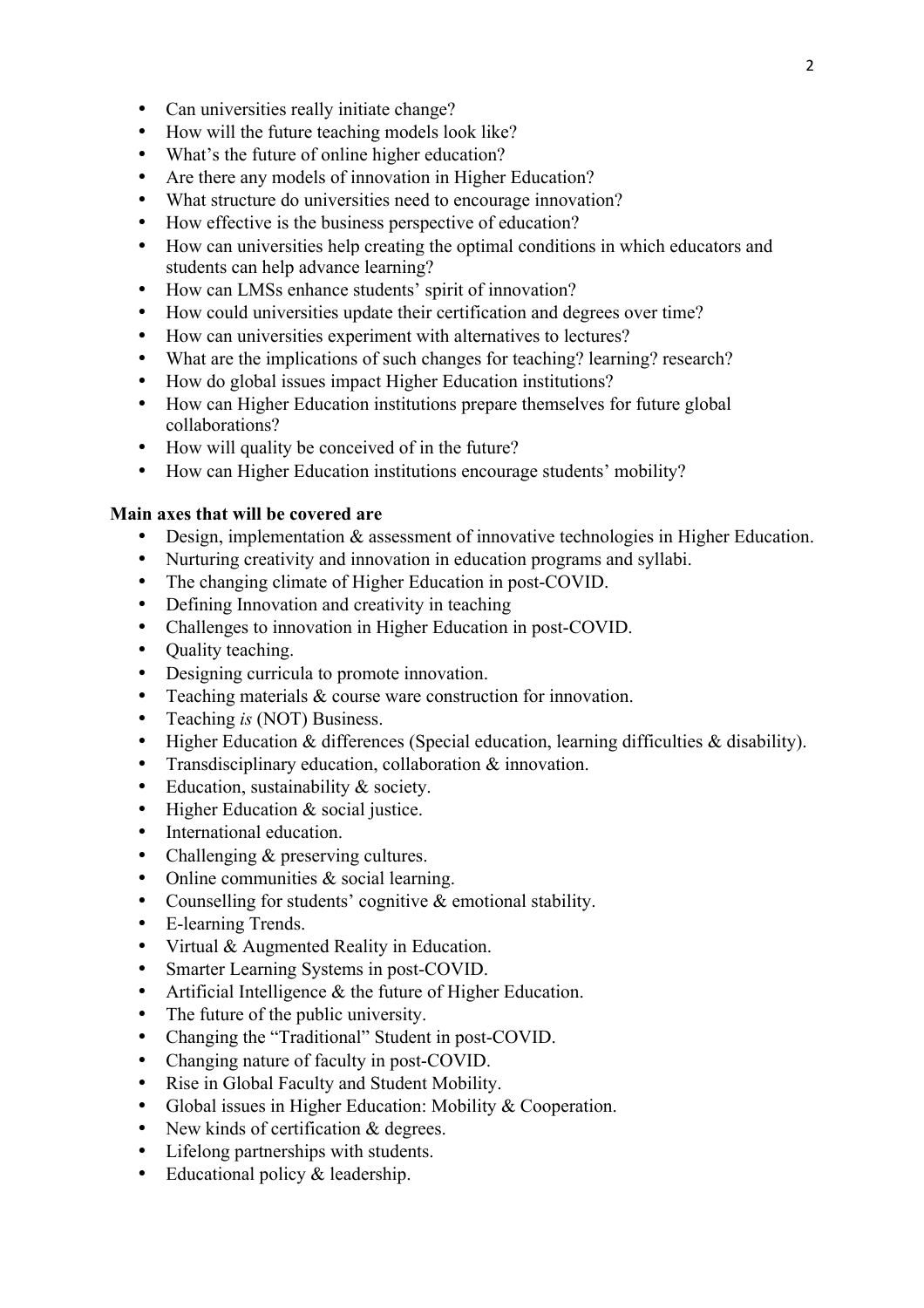- Can universities really initiate change?
- How will the future teaching models look like?
- What's the future of online higher education?
- Are there any models of innovation in Higher Education?
- What structure do universities need to encourage innovation?
- How effective is the business perspective of education?
- How can universities help creating the optimal conditions in which educators and students can help advance learning?
- How can LMSs enhance students' spirit of innovation?
- How could universities update their certification and degrees over time?
- How can universities experiment with alternatives to lectures?
- What are the implications of such changes for teaching? learning? research?
- How do global issues impact Higher Education institutions?
- How can Higher Education institutions prepare themselves for future global collaborations?
- How will quality be conceived of in the future?
- How can Higher Education institutions encourage students' mobility?

**Main axes that will be covered are**

- Design, implementation & assessment of innovative technologies in Higher Education.
- Nurturing creativity and innovation in education programs and syllabi.
- The changing climate of Higher Education in post-COVID.
- Defining Innovation and creativity in teaching
- Challenges to innovation in Higher Education in post-COVID.
- Quality teaching.
- Designing curricula to promote innovation.
- Teaching materials & course ware construction for innovation.
- Teaching *is* (NOT) Business.
- Higher Education & differences (Special education, learning difficulties & disability).
- Transdisciplinary education, collaboration & innovation.
- Education, sustainability & society.
- Higher Education & social justice.
- International education.
- Challenging & preserving cultures.
- Online communities & social learning.
- Counselling for students' cognitive & emotional stability.
- E-learning Trends.
- Virtual & Augmented Reality in Education.
- Smarter Learning Systems in post-COVID.
- Artificial Intelligence & the future of Higher Education.
- The future of the public university.
- Changing the "Traditional" Student in post-COVID.
- Changing nature of faculty in post-COVID.
- Rise in Global Faculty and Student Mobility.
- Global issues in Higher Education: Mobility & Cooperation.
- New kinds of certification & degrees.
- Lifelong partnerships with students.
- Educational policy & leadership.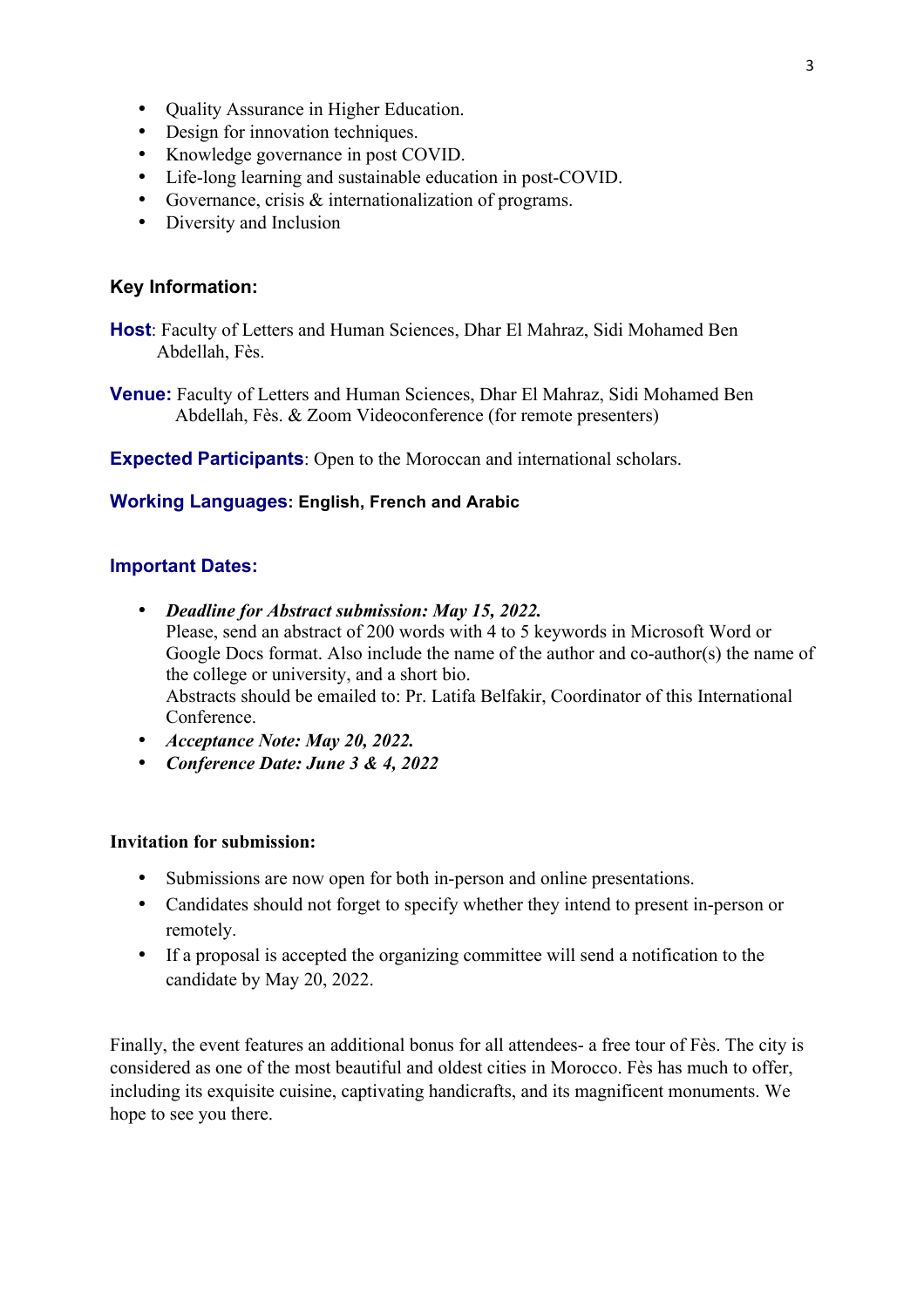- Quality Assurance in Higher Education.
- Design for innovation techniques.
- Knowledge governance in post COVID.
- Life-long learning and sustainable education in post-COVID.
- Governance, crisis & internationalization of programs.
- Diversity and Inclusion

### Key Information:

**Host**: Faculty of Letters and Human Sciences, Dhar El Mahraz, Sidi Mohamed Ben Abdellah, Fès.

**Venue:** Faculty of Letters and Human Sciences, Dhar El Mahraz, Sidi Mohamed Ben Abdellah, Fès. & Zoom Videoconference (for remote presenters)

**Expected Participants**: Open to the Moroccan and international scholars.

**Working Languages: English, French and Arabic**

### Important Dates:

- ***Deadline for Abstract submission: May 15, 2022.***
  Please, send an abstract of 200 words with 4 to 5 keywords in Microsoft Word or Google Docs format. Also include the name of the author and co-author(s) the name of the college or university, and a short bio.
  Abstracts should be emailed to: Pr. Latifa Belfakir, Coordinator of this International Conference.
- ***Acceptance Note: May 20, 2022.***
- ***Conference Date: June 3 & 4, 2022***

**Invitation for submission:**

- Submissions are now open for both in-person and online presentations.
- Candidates should not forget to specify whether they intend to present in-person or remotely.
- If a proposal is accepted the organizing committee will send a notification to the candidate by May 20, 2022.

Finally, the event features an additional bonus for all attendees- a free tour of Fès. The city is considered as one of the most beautiful and oldest cities in Morocco. Fès has much to offer, including its exquisite cuisine, captivating handicrafts, and its magnificent monuments. We hope to see you there.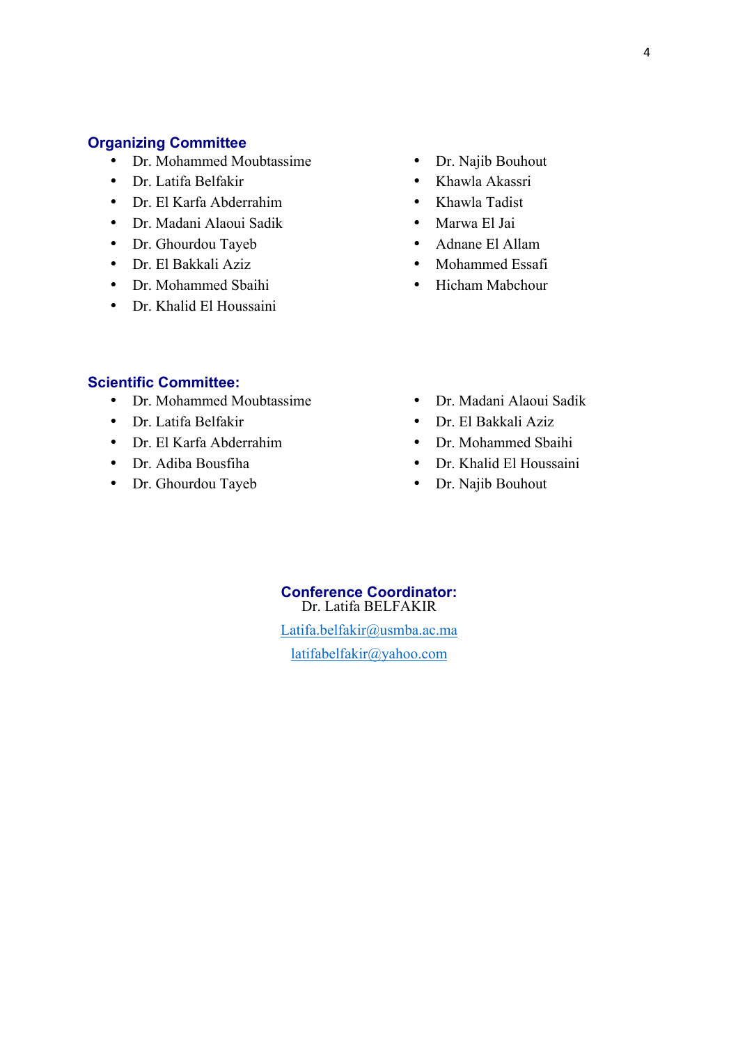## Organizing Committee

- Dr. Mohammed Moubtassime
- Dr. Latifa Belfakir
- Dr. El Karfa Abderrahim
- Dr. Madani Alaoui Sadik
- Dr. Ghourdou Tayeb
- Dr. El Bakkali Aziz
- Dr. Mohammed Sbaihi
- Dr. Khalid El Houssaini
- Dr. Najib Bouhout
- Khawla Akassri
- Khawla Tadist
- Marwa El Jai
- Adnane El Allam
- Mohammed Essafi
- Hicham Mabchour

## Scientific Committee:

- Dr. Mohammed Moubtassime
- Dr. Latifa Belfakir
- Dr. El Karfa Abderrahim
- Dr. Adiba Bousfiha
- Dr. Ghourdou Tayeb
- Dr. Madani Alaoui Sadik
- Dr. El Bakkali Aziz
- Dr. Mohammed Sbaihi
- Dr. Khalid El Houssaini
- Dr. Najib Bouhout

## Conference Coordinator:

Dr. Latifa BELFAKIR

Latifa.belfakir@usmba.ac.ma

latifabelfakir@yahoo.com